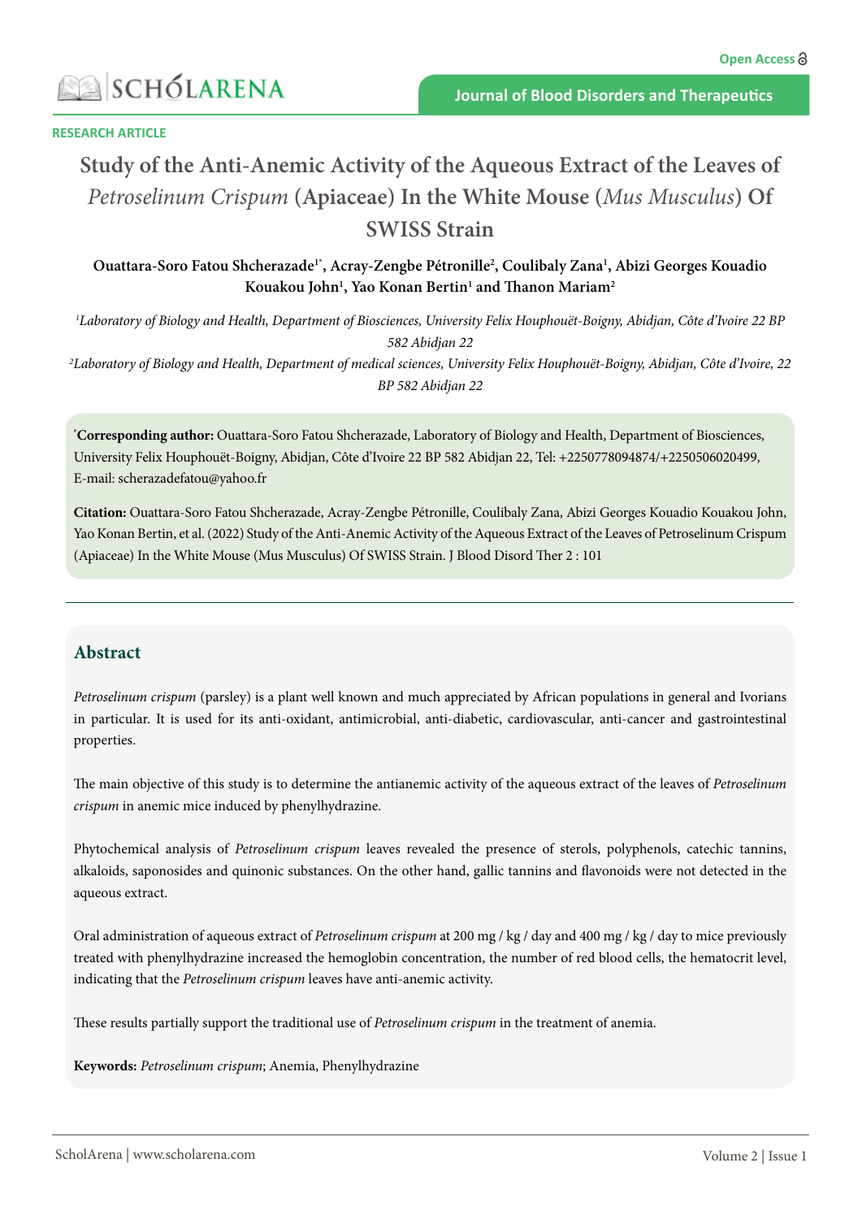RESEARCH ARTICLE

# Study of the Anti-Anemic Activity of the Aqueous Extract of the Leaves of *Petroselinum Crispum* (Apiaceae) In the White Mouse (*Mus Musculus*) Of SWISS Strain

**Ouattara-Soro Fatou Shcherazade[1*], Acray-Zengbe Pétronille[2], Coulibaly Zana[1], Abizi Georges Kouadio Kouakou John[1], Yao Konan Bertin[1] and Thanon Mariam[2]**

[1]*Laboratory of Biology and Health, Department of Biosciences, University Felix Houphouët-Boigny, Abidjan, Côte d'Ivoire 22 BP 582 Abidjan 22*

[2]*Laboratory of Biology and Health, Department of medical sciences, University Felix Houphouët-Boigny, Abidjan, Côte d'Ivoire, 22 BP 582 Abidjan 22*

[*]**Corresponding author:** Ouattara-Soro Fatou Shcherazade, Laboratory of Biology and Health, Department of Biosciences, University Felix Houphouët-Boigny, Abidjan, Côte d'Ivoire 22 BP 582 Abidjan 22, Tel: +2250778094874/+2250506020499, E-mail: scherazadefatou@yahoo.fr

**Citation:** Ouattara-Soro Fatou Shcherazade, Acray-Zengbe Pétronille, Coulibaly Zana, Abizi Georges Kouadio Kouakou John, Yao Konan Bertin, et al. (2022) Study of the Anti-Anemic Activity of the Aqueous Extract of the Leaves of Petroselinum Crispum (Apiaceae) In the White Mouse (Mus Musculus) Of SWISS Strain. J Blood Disord Ther 2 : 101

## Abstract

*Petroselinum crispum* (parsley) is a plant well known and much appreciated by African populations in general and Ivorians in particular. It is used for its anti-oxidant, antimicrobial, anti-diabetic, cardiovascular, anti-cancer and gastrointestinal properties.

The main objective of this study is to determine the antianemic activity of the aqueous extract of the leaves of *Petroselinum crispum* in anemic mice induced by phenylhydrazine.

Phytochemical analysis of *Petroselinum crispum* leaves revealed the presence of sterols, polyphenols, catechic tannins, alkaloids, saponosides and quinonic substances. On the other hand, gallic tannins and flavonoids were not detected in the aqueous extract.

Oral administration of aqueous extract of *Petroselinum crispum* at 200 mg / kg / day and 400 mg / kg / day to mice previously treated with phenylhydrazine increased the hemoglobin concentration, the number of red blood cells, the hematocrit level, indicating that the *Petroselinum crispum* leaves have anti-anemic activity.

These results partially support the traditional use of *Petroselinum crispum* in the treatment of anemia.

**Keywords:** *Petroselinum crispum*; Anemia, Phenylhydrazine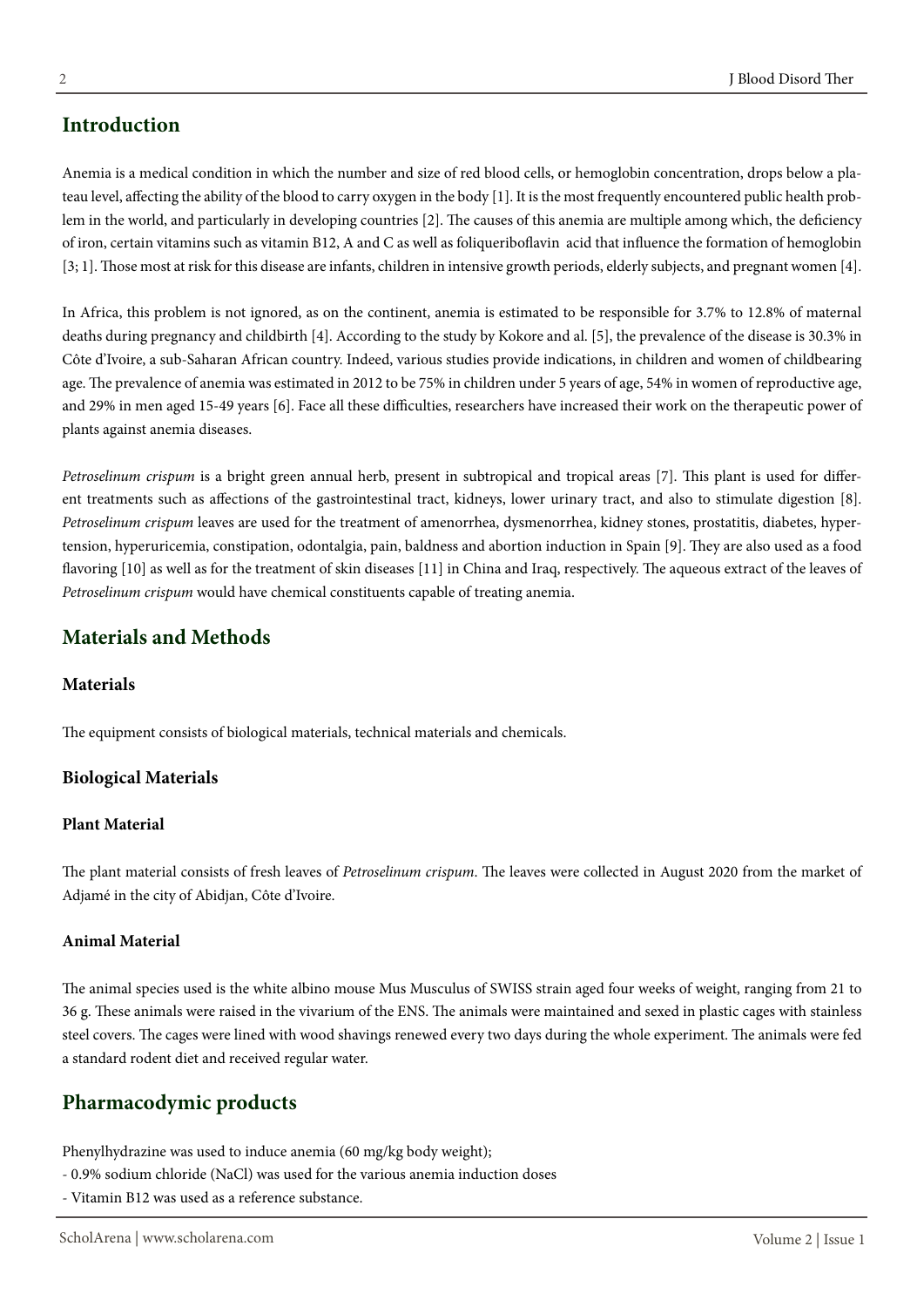## Introduction

Anemia is a medical condition in which the number and size of red blood cells, or hemoglobin concentration, drops below a plateau level, affecting the ability of the blood to carry oxygen in the body [1]. It is the most frequently encountered public health problem in the world, and particularly in developing countries [2]. The causes of this anemia are multiple among which, the deficiency of iron, certain vitamins such as vitamin B12, A and C as well as foliqueriboflavin acid that influence the formation of hemoglobin [3; 1]. Those most at risk for this disease are infants, children in intensive growth periods, elderly subjects, and pregnant women [4].

In Africa, this problem is not ignored, as on the continent, anemia is estimated to be responsible for 3.7% to 12.8% of maternal deaths during pregnancy and childbirth [4]. According to the study by Kokore and al. [5], the prevalence of the disease is 30.3% in Côte d'Ivoire, a sub-Saharan African country. Indeed, various studies provide indications, in children and women of childbearing age. The prevalence of anemia was estimated in 2012 to be 75% in children under 5 years of age, 54% in women of reproductive age, and 29% in men aged 15-49 years [6]. Face all these difficulties, researchers have increased their work on the therapeutic power of plants against anemia diseases.

*Petroselinum crispum* is a bright green annual herb, present in subtropical and tropical areas [7]. This plant is used for different treatments such as affections of the gastrointestinal tract, kidneys, lower urinary tract, and also to stimulate digestion [8]. *Petroselinum crispum* leaves are used for the treatment of amenorrhea, dysmenorrhea, kidney stones, prostatitis, diabetes, hypertension, hyperuricemia, constipation, odontalgia, pain, baldness and abortion induction in Spain [9]. They are also used as a food flavoring [10] as well as for the treatment of skin diseases [11] in China and Iraq, respectively. The aqueous extract of the leaves of *Petroselinum crispum* would have chemical constituents capable of treating anemia.

## Materials and Methods

### Materials

The equipment consists of biological materials, technical materials and chemicals.

### Biological Materials

#### Plant Material

The plant material consists of fresh leaves of *Petroselinum crispum*. The leaves were collected in August 2020 from the market of Adjamé in the city of Abidjan, Côte d'Ivoire.

#### Animal Material

The animal species used is the white albino mouse Mus Musculus of SWISS strain aged four weeks of weight, ranging from 21 to 36 g. These animals were raised in the vivarium of the ENS. The animals were maintained and sexed in plastic cages with stainless steel covers. The cages were lined with wood shavings renewed every two days during the whole experiment. The animals were fed a standard rodent diet and received regular water.

## Pharmacodymic products

Phenylhydrazine was used to induce anemia (60 mg/kg body weight);

- 0.9% sodium chloride (NaCl) was used for the various anemia induction doses
- Vitamin B12 was used as a reference substance.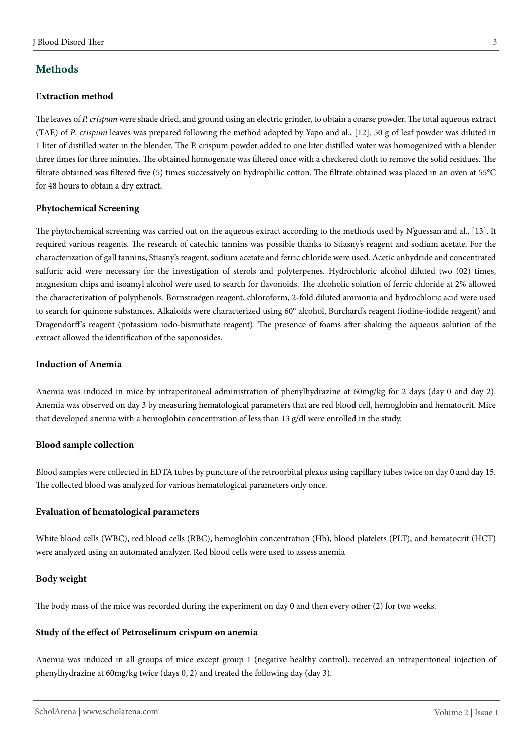## Methods

### Extraction method

The leaves of *P. crispum* were shade dried, and ground using an electric grinder, to obtain a coarse powder. The total aqueous extract (TAE) of *P. crispum* leaves was prepared following the method adopted by Yapo and al., [12]. 50 g of leaf powder was diluted in 1 liter of distilled water in the blender. The P. crispum powder added to one liter distilled water was homogenized with a blender three times for three minutes. The obtained homogenate was filtered once with a checkered cloth to remove the solid residues. The filtrate obtained was filtered five (5) times successively on hydrophilic cotton. The filtrate obtained was placed in an oven at 55°C for 48 hours to obtain a dry extract.

### Phytochemical Screening

The phytochemical screening was carried out on the aqueous extract according to the methods used by N'guessan and al., [13]. It required various reagents. The research of catechic tannins was possible thanks to Stiasny's reagent and sodium acetate. For the characterization of gall tannins, Stiasny's reagent, sodium acetate and ferric chloride were used. Acetic anhydride and concentrated sulfuric acid were necessary for the investigation of sterols and polyterpenes. Hydrochloric alcohol diluted two (02) times, magnesium chips and isoamyl alcohol were used to search for flavonoids. The alcoholic solution of ferric chloride at 2% allowed the characterization of polyphenols. Bornstraëgen reagent, chloroform, 2-fold diluted ammonia and hydrochloric acid were used to search for quinone substances. Alkaloids were characterized using 60° alcohol, Burchard's reagent (iodine-iodide reagent) and Dragendorff's reagent (potassium iodo-bismuthate reagent). The presence of foams after shaking the aqueous solution of the extract allowed the identification of the saponosides.

### Induction of Anemia

Anemia was induced in mice by intraperitoneal administration of phenylhydrazine at 60mg/kg for 2 days (day 0 and day 2). Anemia was observed on day 3 by measuring hematological parameters that are red blood cell, hemoglobin and hematocrit. Mice that developed anemia with a hemoglobin concentration of less than 13 g/dl were enrolled in the study.

### Blood sample collection

Blood samples were collected in EDTA tubes by puncture of the retroorbital plexus using capillary tubes twice on day 0 and day 15. The collected blood was analyzed for various hematological parameters only once.

### Evaluation of hematological parameters

White blood cells (WBC), red blood cells (RBC), hemoglobin concentration (Hb), blood platelets (PLT), and hematocrit (HCT) were analyzed using an automated analyzer. Red blood cells were used to assess anemia

### Body weight

The body mass of the mice was recorded during the experiment on day 0 and then every other (2) for two weeks.

### Study of the effect of Petroselinum crispum on anemia

Anemia was induced in all groups of mice except group 1 (negative healthy control), received an intraperitoneal injection of phenylhydrazine at 60mg/kg twice (days 0, 2) and treated the following day (day 3).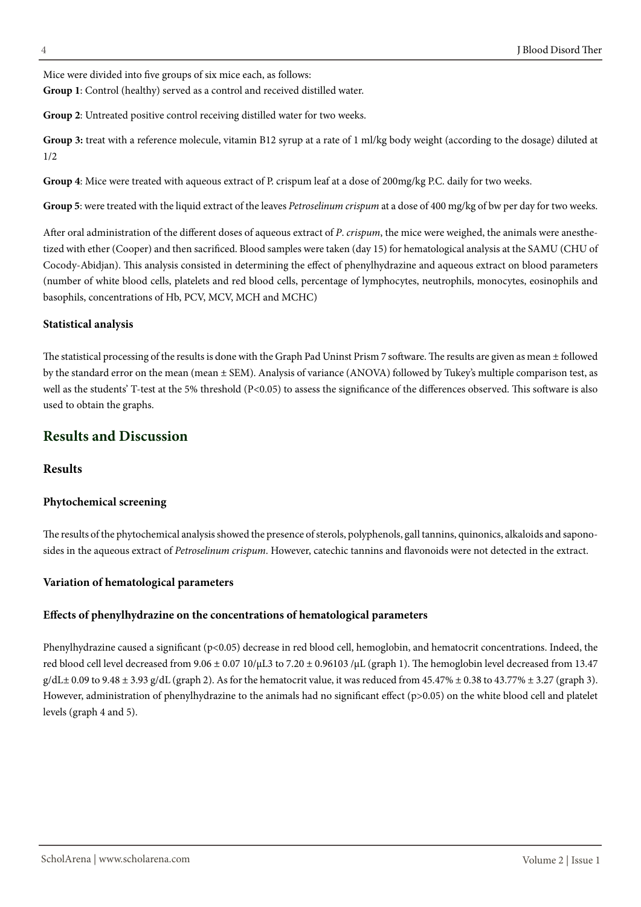Mice were divided into five groups of six mice each, as follows:

**Group 1**: Control (healthy) served as a control and received distilled water.

**Group 2**: Untreated positive control receiving distilled water for two weeks.

**Group 3:** treat with a reference molecule, vitamin B12 syrup at a rate of 1 ml/kg body weight (according to the dosage) diluted at 1/2

**Group 4**: Mice were treated with aqueous extract of P. crispum leaf at a dose of 200mg/kg P.C. daily for two weeks.

**Group 5**: were treated with the liquid extract of the leaves *Petroselinum crispum* at a dose of 400 mg/kg of bw per day for two weeks.

After oral administration of the different doses of aqueous extract of *P. crispum*, the mice were weighed, the animals were anesthetized with ether (Cooper) and then sacrificed. Blood samples were taken (day 15) for hematological analysis at the SAMU (CHU of Cocody-Abidjan). This analysis consisted in determining the effect of phenylhydrazine and aqueous extract on blood parameters (number of white blood cells, platelets and red blood cells, percentage of lymphocytes, neutrophils, monocytes, eosinophils and basophils, concentrations of Hb, PCV, MCV, MCH and MCHC)

### Statistical analysis

The statistical processing of the results is done with the Graph Pad Uninst Prism 7 software. The results are given as mean ± followed by the standard error on the mean (mean ± SEM). Analysis of variance (ANOVA) followed by Tukey's multiple comparison test, as well as the students' T-test at the 5% threshold ($P<0.05$) to assess the significance of the differences observed. This software is also used to obtain the graphs.

## Results and Discussion

### Results

#### Phytochemical screening

The results of the phytochemical analysis showed the presence of sterols, polyphenols, gall tannins, quinonics, alkaloids and saponosides in the aqueous extract of *Petroselinum crispum*. However, catechic tannins and flavonoids were not detected in the extract.

#### Variation of hematological parameters

#### Effects of phenylhydrazine on the concentrations of hematological parameters

Phenylhydrazine caused a significant ($p<0.05$) decrease in red blood cell, hemoglobin, and hematocrit concentrations. Indeed, the red blood cell level decreased from 9.06 ± 0.07 10/μL3 to 7.20 ± 0.96103 /μL (graph 1). The hemoglobin level decreased from 13.47 g/dL± 0.09 to 9.48 ± 3.93 g/dL (graph 2). As for the hematocrit value, it was reduced from 45.47% ± 0.38 to 43.77% ± 3.27 (graph 3). However, administration of phenylhydrazine to the animals had no significant effect ($p>0.05$) on the white blood cell and platelet levels (graph 4 and 5).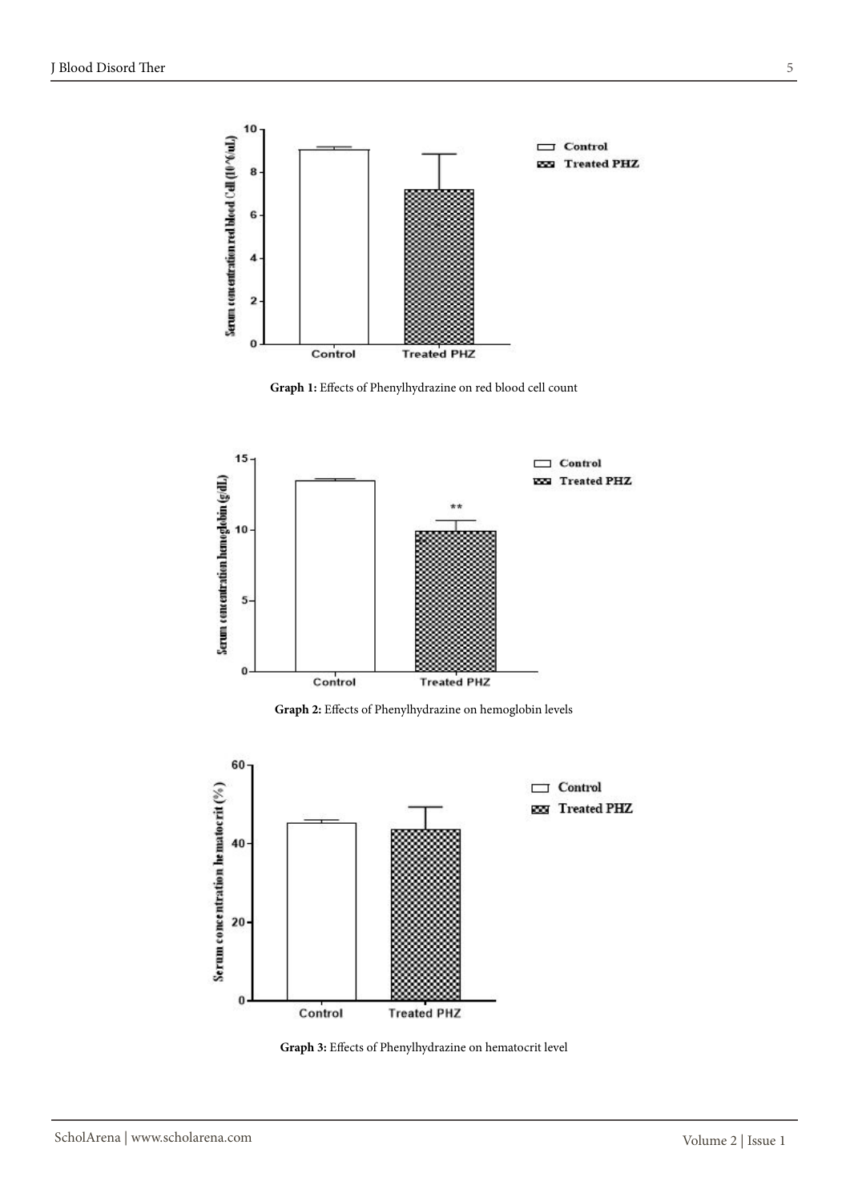Graph 1: Effects of Phenylhydrazine on red blood cell count

Graph 2: Effects of Phenylhydrazine on hemoglobin levels

Graph 3: Effects of Phenylhydrazine on hematocrit level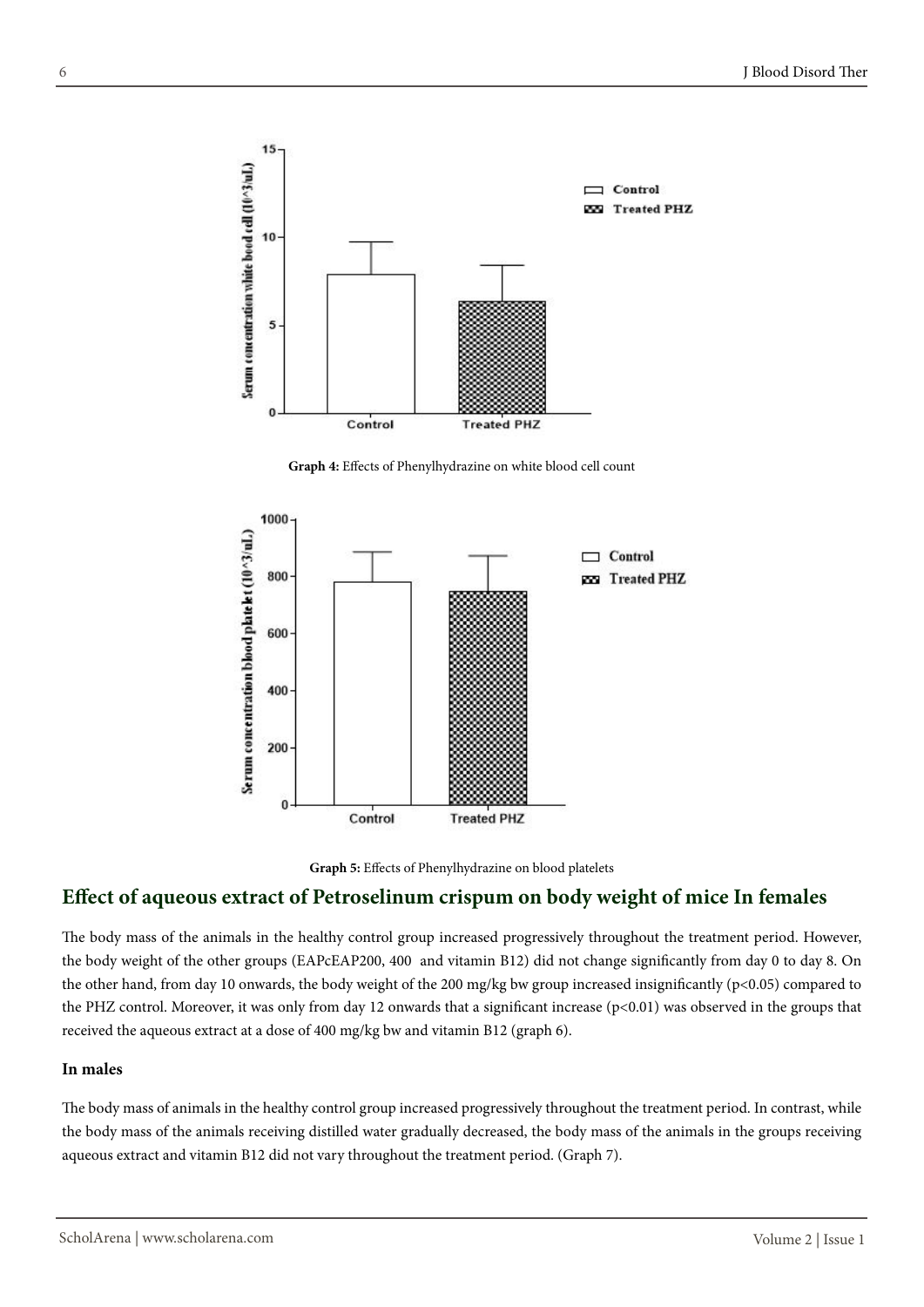Graph 4: Effects of Phenylhydrazine on white blood cell count

Graph 5: Effects of Phenylhydrazine on blood platelets

## Effect of aqueous extract of Petroselinum crispum on body weight of mice In females

The body mass of the animals in the healthy control group increased progressively throughout the treatment period. However, the body weight of the other groups (EAPcEAP200, 400 and vitamin B12) did not change significantly from day 0 to day 8. On the other hand, from day 10 onwards, the body weight of the 200 mg/kg bw group increased insignificantly ($p<0.05$) compared to the PHZ control. Moreover, it was only from day 12 onwards that a significant increase ($p<0.01$) was observed in the groups that received the aqueous extract at a dose of 400 mg/kg bw and vitamin B12 (graph 6).

### In males

The body mass of animals in the healthy control group increased progressively throughout the treatment period. In contrast, while the body mass of the animals receiving distilled water gradually decreased, the body mass of the animals in the groups receiving aqueous extract and vitamin B12 did not vary throughout the treatment period. (Graph 7).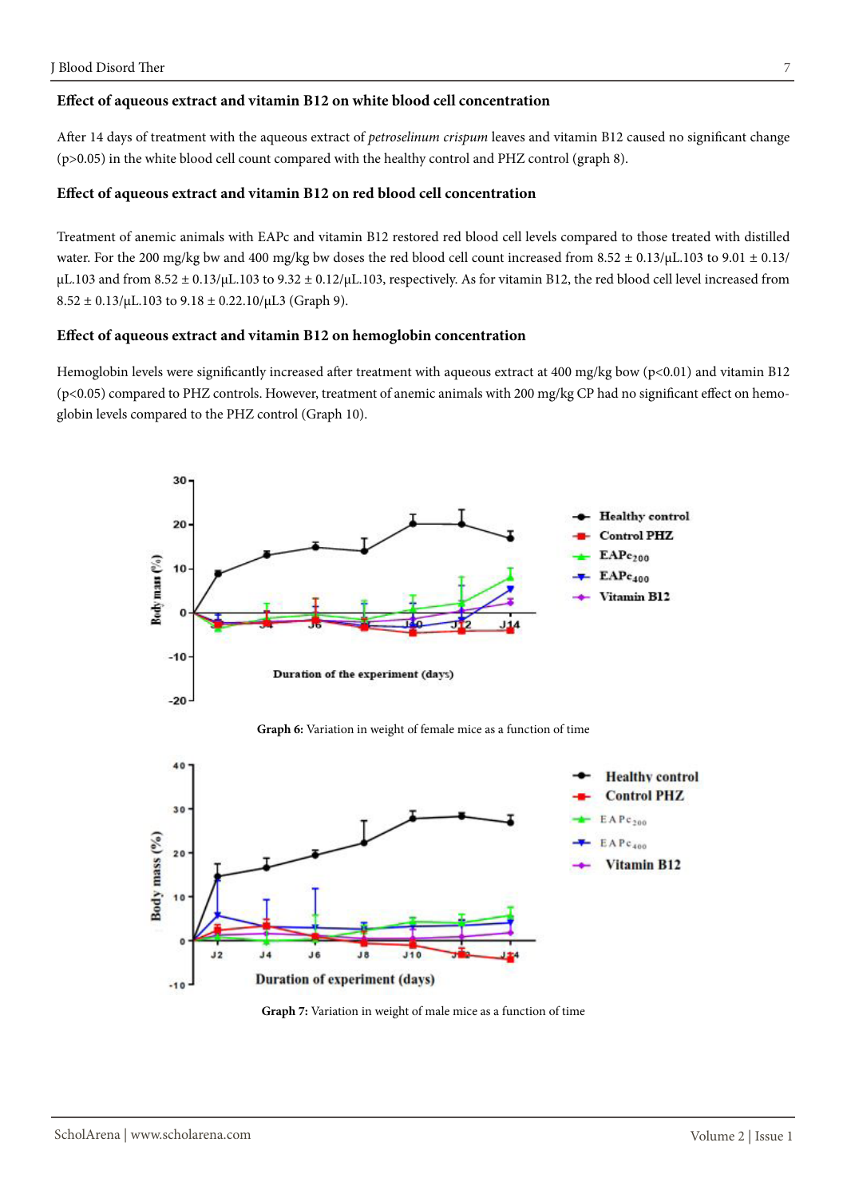### Effect of aqueous extract and vitamin B12 on white blood cell concentration

After 14 days of treatment with the aqueous extract of *petroselinum crispum* leaves and vitamin B12 caused no significant change ($p>0.05$) in the white blood cell count compared with the healthy control and PHZ control (graph 8).

### Effect of aqueous extract and vitamin B12 on red blood cell concentration

Treatment of anemic animals with EAPc and vitamin B12 restored red blood cell levels compared to those treated with distilled water. For the 200 mg/kg bw and 400 mg/kg bw doses the red blood cell count increased from 8.52 ± 0.13/µL.103 to 9.01 ± 0.13/µL.103 and from 8.52 ± 0.13/µL.103 to 9.32 ± 0.12/µL.103, respectively. As for vitamin B12, the red blood cell level increased from 8.52 ± 0.13/µL.103 to 9.18 ± 0.22.10/µL3 (Graph 9).

### Effect of aqueous extract and vitamin B12 on hemoglobin concentration

Hemoglobin levels were significantly increased after treatment with aqueous extract at 400 mg/kg bow ($p<0.01$) and vitamin B12 ($p<0.05$) compared to PHZ controls. However, treatment of anemic animals with 200 mg/kg CP had no significant effect on hemoglobin levels compared to the PHZ control (Graph 10).

**Graph 6:** Variation in weight of female mice as a function of time

**Graph 7:** Variation in weight of male mice as a function of time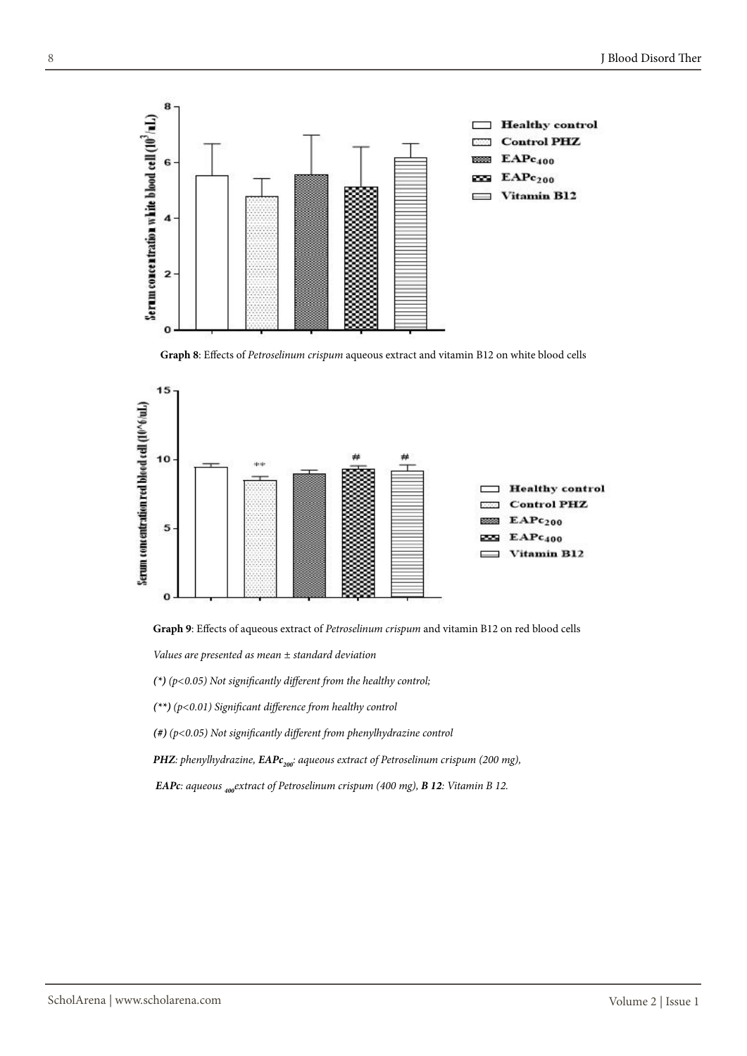**Graph 8**: Effects of *Petroselinum crispum* aqueous extract and vitamin B12 on white blood cells

**Graph 9**: Effects of aqueous extract of *Petroselinum crispum* and vitamin B12 on red blood cells

*Values are presented as mean ± standard deviation*

***(*)*** *($p<0.05$) Not significantly different from the healthy control;*

***(**)*** *($p<0.01$) Significant difference from healthy control*

***(#)*** *($p<0.05$) Not significantly different from phenylhydrazine control*

***PHZ***: *phenylhydrazine,* ***$EAPc_{200}$***: *aqueous extract of Petroselinum crispum (200 mg),*

***EAPc***: *aqueous $_{400}$extract of Petroselinum crispum (400 mg),* ***B 12***: *Vitamin B 12.*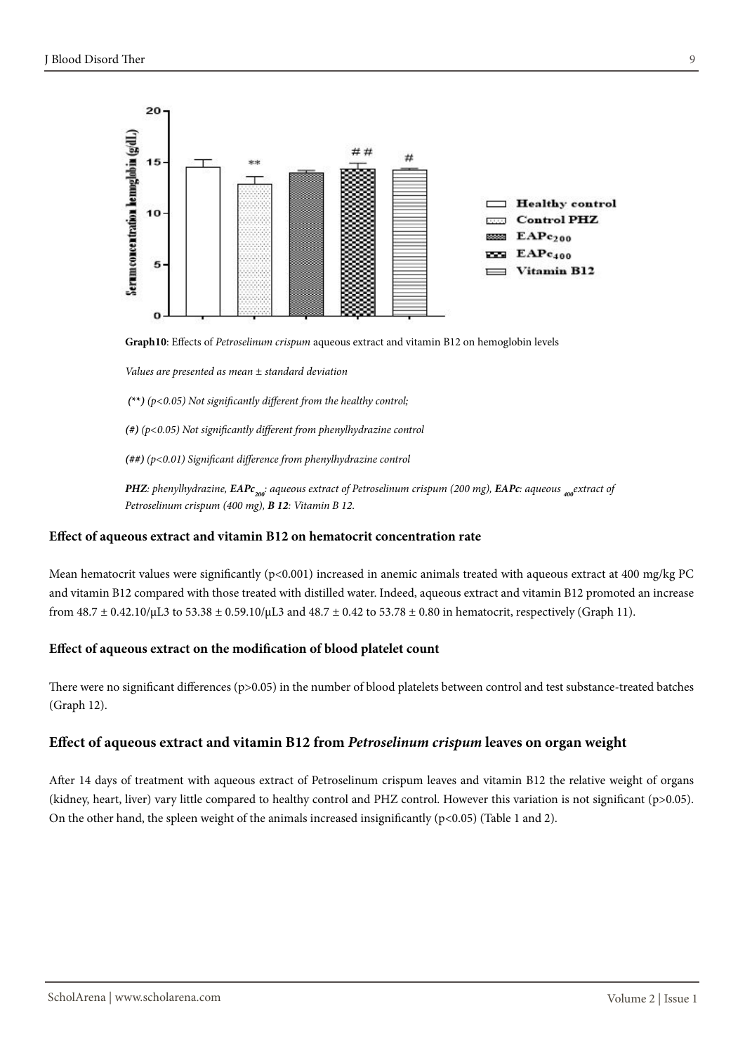**Graph10**: Effects of *Petroselinum crispum* aqueous extract and vitamin B12 on hemoglobin levels

*Values are presented as mean ± standard deviation*

***(\*\*)*** *(p<0.05) Not significantly different from the healthy control;*

***(#)*** *(p<0.05) Not significantly different from phenylhydrazine control*

***(##)*** *(p<0.01) Significant difference from phenylhydrazine control*

***PHZ****: phenylhydrazine,* ***EAPc****$_{200}$: aqueous extract of Petroselinum crispum (200 mg),* ***EAPc****: aqueous $_{400}$extract of Petroselinum crispum (400 mg),* ***B 12****: Vitamin B 12.*

### Effect of aqueous extract and vitamin B12 on hematocrit concentration rate

Mean hematocrit values were significantly (p<0.001) increased in anemic animals treated with aqueous extract at 400 mg/kg PC and vitamin B12 compared with those treated with distilled water. Indeed, aqueous extract and vitamin B12 promoted an increase from 48.7 ± 0.42.10/μL3 to 53.38 ± 0.59.10/μL3 and 48.7 ± 0.42 to 53.78 ± 0.80 in hematocrit, respectively (Graph 11).

### Effect of aqueous extract on the modification of blood platelet count

There were no significant differences (p>0.05) in the number of blood platelets between control and test substance-treated batches (Graph 12).

### Effect of aqueous extract and vitamin B12 from *Petroselinum crispum* leaves on organ weight

After 14 days of treatment with aqueous extract of Petroselinum crispum leaves and vitamin B12 the relative weight of organs (kidney, heart, liver) vary little compared to healthy control and PHZ control. However this variation is not significant (p>0.05). On the other hand, the spleen weight of the animals increased insignificantly (p<0.05) (Table 1 and 2).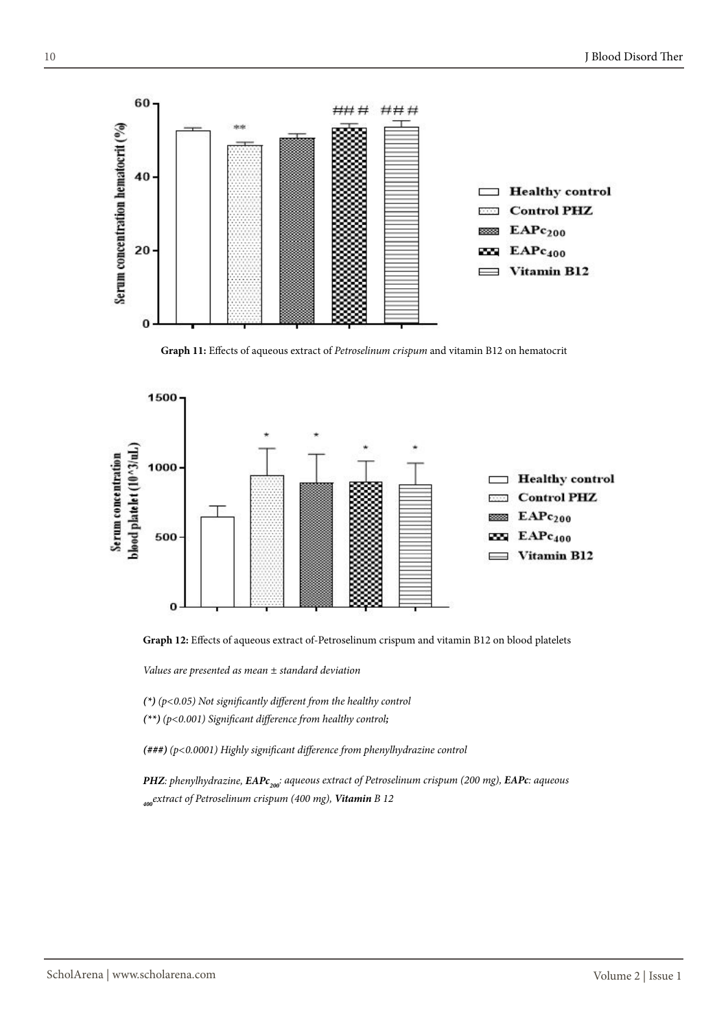**Graph 11:** Effects of aqueous extract of *Petroselinum crispum* and vitamin B12 on hematocrit

**Graph 12:** Effects of aqueous extract of-Petroselinum crispum and vitamin B12 on blood platelets

*Values are presented as mean ± standard deviation*

***(*)*** *($p<0.05$) Not significantly different from the healthy control*

***(**)*** *($p<0.001$) Significant difference from healthy control**;***

***(###)*** *($p<0.0001$) Highly significant difference from phenylhydrazine control*

***PHZ**: phenylhydrazine, **$EAPc_{200}$**: aqueous extract of Petroselinum crispum (200 mg), **EAPc**: aqueous $_{400}$extract of Petroselinum crispum (400 mg), **Vitamin** B 12*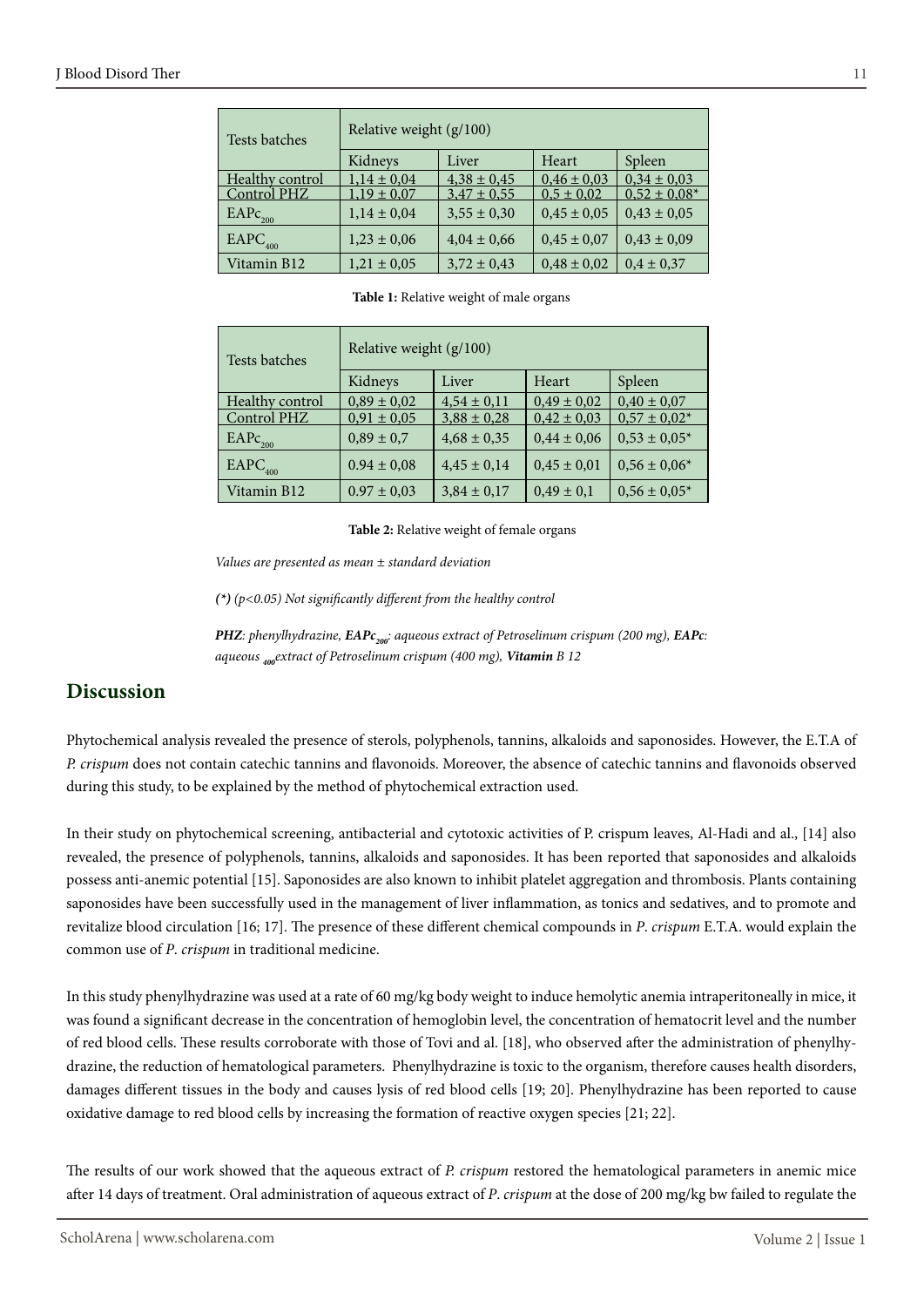| Tests batches | Relative weight (g/100) | | | |
|---|---|---|---|---|
| | Kidneys | Liver | Heart | Spleen |
| Healthy control | 1,14 ± 0,04 | 4,38 ± 0,45 | 0,46 ± 0,03 | 0,34 ± 0,03 |
| Control PHZ | 1,19 ± 0,07 | 3,47 ± 0,55 | 0,5 ± 0,02 | 0,52 ± 0,08* |
| $EAPc_{200}$ | 1,14 ± 0,04 | 3,55 ± 0,30 | 0,45 ± 0,05 | 0,43 ± 0,05 |
| $EAPC_{400}$ | 1,23 ± 0,06 | 4,04 ± 0,66 | 0,45 ± 0,07 | 0,43 ± 0,09 |
| Vitamin B12 | 1,21 ± 0,05 | 3,72 ± 0,43 | 0,48 ± 0,02 | 0,4 ± 0,37 |

**Table 1:** Relative weight of male organs

| Tests batches | Relative weight (g/100) | | | |
|---|---|---|---|---|
| | Kidneys | Liver | Heart | Spleen |
| Healthy control | 0,89 ± 0,02 | 4,54 ± 0,11 | 0,49 ± 0,02 | 0,40 ± 0,07 |
| Control PHZ | 0,91 ± 0,05 | 3,88 ± 0,28 | 0,42 ± 0,03 | 0,57 ± 0,02* |
| $EAPc_{200}$ | 0,89 ± 0,7 | 4,68 ± 0,35 | 0,44 ± 0,06 | 0,53 ± 0,05* |
| $EAPC_{400}$ | 0.94 ± 0,08 | 4,45 ± 0,14 | 0,45 ± 0,01 | 0,56 ± 0,06* |
| Vitamin B12 | 0.97 ± 0,03 | 3,84 ± 0,17 | 0,49 ± 0,1 | 0,56 ± 0,05* |

**Table 2:** Relative weight of female organs

*Values are presented as mean ± standard deviation*

***(\*)** (p<0.05) Not significantly different from the healthy control*

***PHZ**: phenylhydrazine, **$EAPc_{200}$**: aqueous extract of Petroselinum crispum (200 mg), **EAPc**: aqueous $_{400}$extract of Petroselinum crispum (400 mg), **Vitamin** B 12*

## Discussion

Phytochemical analysis revealed the presence of sterols, polyphenols, tannins, alkaloids and saponosides. However, the E.T.A of *P. crispum* does not contain catechic tannins and flavonoids. Moreover, the absence of catechic tannins and flavonoids observed during this study, to be explained by the method of phytochemical extraction used.

In their study on phytochemical screening, antibacterial and cytotoxic activities of P. crispum leaves, Al-Hadi and al., [14] also revealed, the presence of polyphenols, tannins, alkaloids and saponosides. It has been reported that saponosides and alkaloids possess anti-anemic potential [15]. Saponosides are also known to inhibit platelet aggregation and thrombosis. Plants containing saponosides have been successfully used in the management of liver inflammation, as tonics and sedatives, and to promote and revitalize blood circulation [16; 17]. The presence of these different chemical compounds in *P. crispum* E.T.A. would explain the common use of *P. crispum* in traditional medicine.

In this study phenylhydrazine was used at a rate of 60 mg/kg body weight to induce hemolytic anemia intraperitoneally in mice, it was found a significant decrease in the concentration of hemoglobin level, the concentration of hematocrit level and the number of red blood cells. These results corroborate with those of Tovi and al. [18], who observed after the administration of phenylhydrazine, the reduction of hematological parameters. Phenylhydrazine is toxic to the organism, therefore causes health disorders, damages different tissues in the body and causes lysis of red blood cells [19; 20]. Phenylhydrazine has been reported to cause oxidative damage to red blood cells by increasing the formation of reactive oxygen species [21; 22].

The results of our work showed that the aqueous extract of *P. crispum* restored the hematological parameters in anemic mice after 14 days of treatment. Oral administration of aqueous extract of *P*. *crispum* at the dose of 200 mg/kg bw failed to regulate the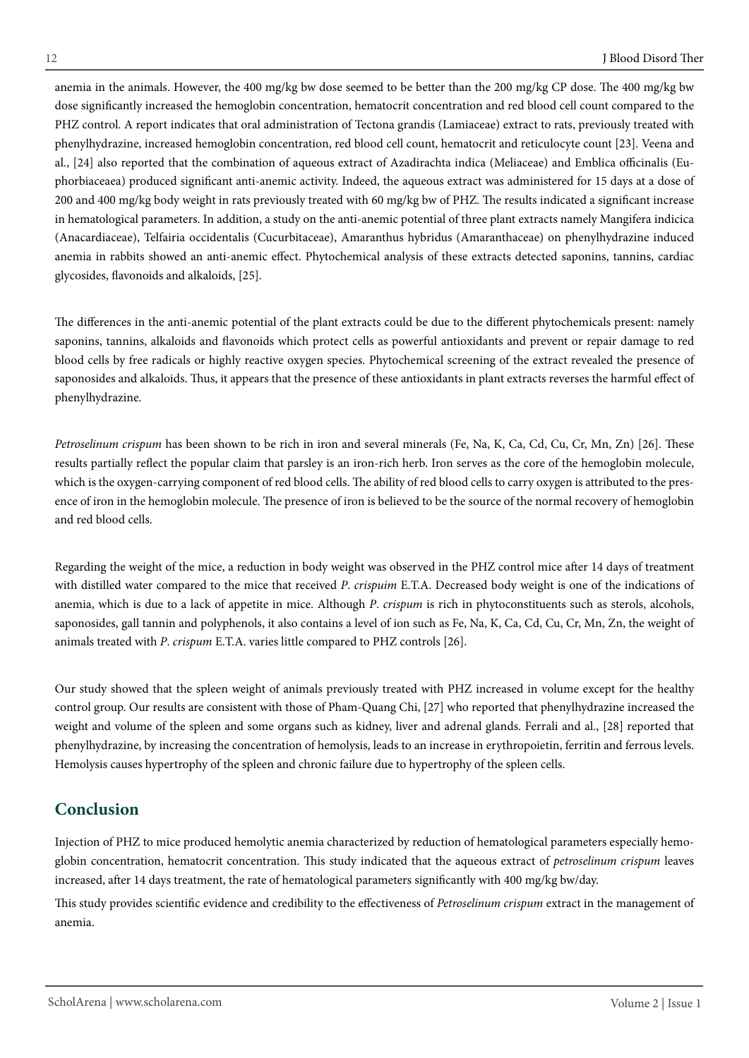anemia in the animals. However, the 400 mg/kg bw dose seemed to be better than the 200 mg/kg CP dose. The 400 mg/kg bw dose significantly increased the hemoglobin concentration, hematocrit concentration and red blood cell count compared to the PHZ control. A report indicates that oral administration of Tectona grandis (Lamiaceae) extract to rats, previously treated with phenylhydrazine, increased hemoglobin concentration, red blood cell count, hematocrit and reticulocyte count [23]. Veena and al., [24] also reported that the combination of aqueous extract of Azadirachta indica (Meliaceae) and Emblica officinalis (Euphorbiaceaea) produced significant anti-anemic activity. Indeed, the aqueous extract was administered for 15 days at a dose of 200 and 400 mg/kg body weight in rats previously treated with 60 mg/kg bw of PHZ. The results indicated a significant increase in hematological parameters. In addition, a study on the anti-anemic potential of three plant extracts namely Mangifera indicica (Anacardiaceae), Telfairia occidentalis (Cucurbitaceae), Amaranthus hybridus (Amaranthaceae) on phenylhydrazine induced anemia in rabbits showed an anti-anemic effect. Phytochemical analysis of these extracts detected saponins, tannins, cardiac glycosides, flavonoids and alkaloids, [25].

The differences in the anti-anemic potential of the plant extracts could be due to the different phytochemicals present: namely saponins, tannins, alkaloids and flavonoids which protect cells as powerful antioxidants and prevent or repair damage to red blood cells by free radicals or highly reactive oxygen species. Phytochemical screening of the extract revealed the presence of saponosides and alkaloids. Thus, it appears that the presence of these antioxidants in plant extracts reverses the harmful effect of phenylhydrazine.

*Petroselinum crispum* has been shown to be rich in iron and several minerals (Fe, Na, K, Ca, Cd, Cu, Cr, Mn, Zn) [26]. These results partially reflect the popular claim that parsley is an iron-rich herb. Iron serves as the core of the hemoglobin molecule, which is the oxygen-carrying component of red blood cells. The ability of red blood cells to carry oxygen is attributed to the presence of iron in the hemoglobin molecule. The presence of iron is believed to be the source of the normal recovery of hemoglobin and red blood cells.

Regarding the weight of the mice, a reduction in body weight was observed in the PHZ control mice after 14 days of treatment with distilled water compared to the mice that received *P. crispuim* E.T.A. Decreased body weight is one of the indications of anemia, which is due to a lack of appetite in mice. Although *P. crispum* is rich in phytoconstituents such as sterols, alcohols, saponosides, gall tannin and polyphenols, it also contains a level of ion such as Fe, Na, K, Ca, Cd, Cu, Cr, Mn, Zn, the weight of animals treated with *P. crispum* E.T.A. varies little compared to PHZ controls [26].

Our study showed that the spleen weight of animals previously treated with PHZ increased in volume except for the healthy control group. Our results are consistent with those of Pham-Quang Chi, [27] who reported that phenylhydrazine increased the weight and volume of the spleen and some organs such as kidney, liver and adrenal glands. Ferrali and al., [28] reported that phenylhydrazine, by increasing the concentration of hemolysis, leads to an increase in erythropoietin, ferritin and ferrous levels. Hemolysis causes hypertrophy of the spleen and chronic failure due to hypertrophy of the spleen cells.

## Conclusion

Injection of PHZ to mice produced hemolytic anemia characterized by reduction of hematological parameters especially hemoglobin concentration, hematocrit concentration. This study indicated that the aqueous extract of *petroselinum crispum* leaves increased, after 14 days treatment, the rate of hematological parameters significantly with 400 mg/kg bw/day.

This study provides scientific evidence and credibility to the effectiveness of *Petroselinum crispum* extract in the management of anemia.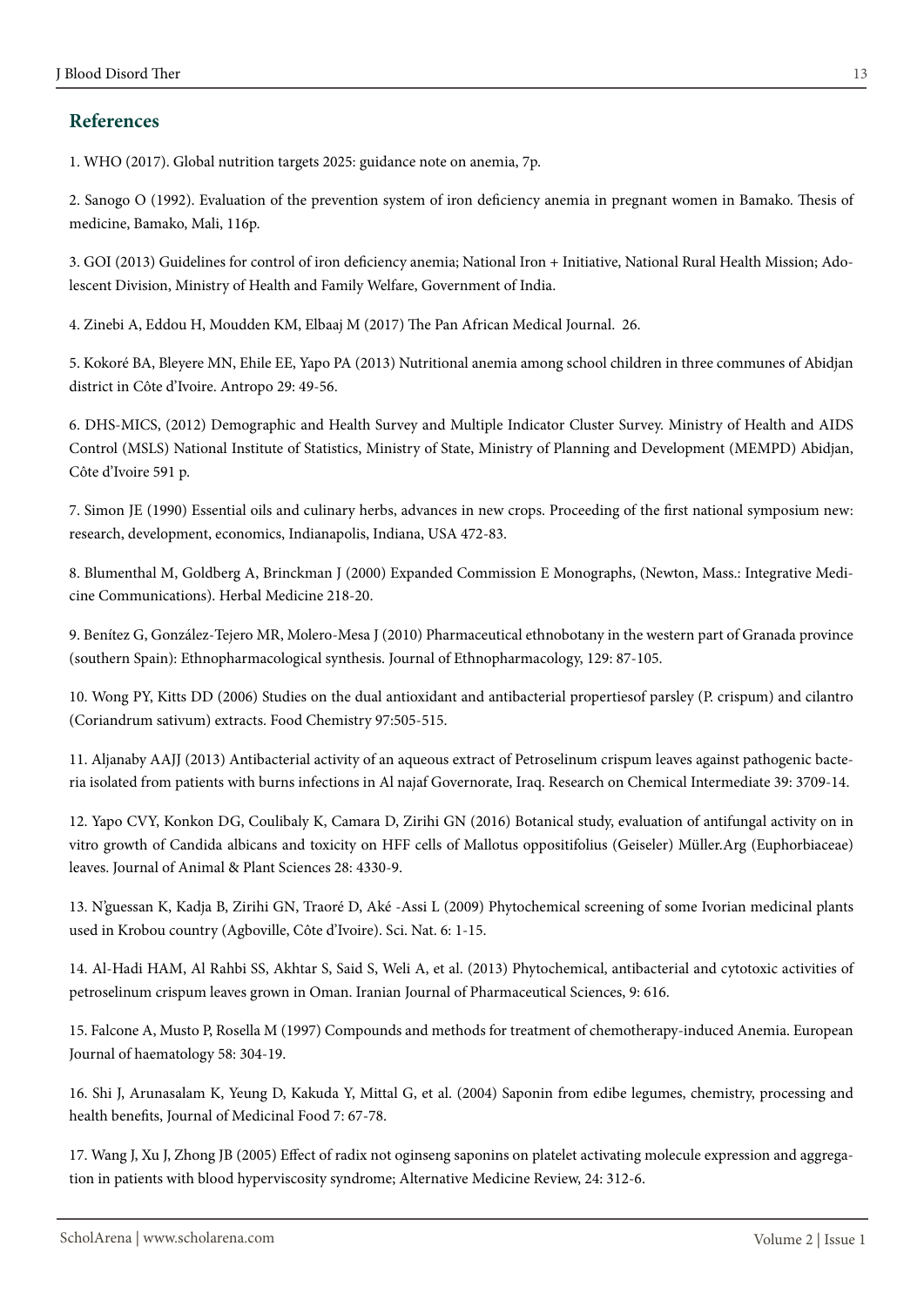## References

1. WHO (2017). Global nutrition targets 2025: guidance note on anemia, 7p.

2. Sanogo O (1992). Evaluation of the prevention system of iron deficiency anemia in pregnant women in Bamako. Thesis of medicine, Bamako, Mali, 116p.

3. GOI (2013) Guidelines for control of iron deficiency anemia; National Iron + Initiative, National Rural Health Mission; Adolescent Division, Ministry of Health and Family Welfare, Government of India.

4. Zinebi A, Eddou H, Moudden KM, Elbaaj M (2017) The Pan African Medical Journal. 26.

5. Kokoré BA, Bleyere MN, Ehile EE, Yapo PA (2013) Nutritional anemia among school children in three communes of Abidjan district in Côte d'Ivoire. Antropo 29: 49-56.

6. DHS-MICS, (2012) Demographic and Health Survey and Multiple Indicator Cluster Survey. Ministry of Health and AIDS Control (MSLS) National Institute of Statistics, Ministry of State, Ministry of Planning and Development (MEMPD) Abidjan, Côte d'Ivoire 591 p.

7. Simon JE (1990) Essential oils and culinary herbs, advances in new crops. Proceeding of the first national symposium new: research, development, economics, Indianapolis, Indiana, USA 472-83.

8. Blumenthal M, Goldberg A, Brinckman J (2000) Expanded Commission E Monographs, (Newton, Mass.: Integrative Medicine Communications). Herbal Medicine 218-20.

9. Benítez G, González-Tejero MR, Molero-Mesa J (2010) Pharmaceutical ethnobotany in the western part of Granada province (southern Spain): Ethnopharmacological synthesis. Journal of Ethnopharmacology, 129: 87-105.

10. Wong PY, Kitts DD (2006) Studies on the dual antioxidant and antibacterial propertiesof parsley (P. crispum) and cilantro (Coriandrum sativum) extracts. Food Chemistry 97:505-515.

11. Aljanaby AAJJ (2013) Antibacterial activity of an aqueous extract of Petroselinum crispum leaves against pathogenic bacteria isolated from patients with burns infections in Al najaf Governorate, Iraq. Research on Chemical Intermediate 39: 3709-14.

12. Yapo CVY, Konkon DG, Coulibaly K, Camara D, Zirihi GN (2016) Botanical study, evaluation of antifungal activity on in vitro growth of Candida albicans and toxicity on HFF cells of Mallotus oppositifolius (Geiseler) Müller.Arg (Euphorbiaceae) leaves. Journal of Animal & Plant Sciences 28: 4330-9.

13. N'guessan K, Kadja B, Zirihi GN, Traoré D, Aké -Assi L (2009) Phytochemical screening of some Ivorian medicinal plants used in Krobou country (Agboville, Côte d'Ivoire). Sci. Nat. 6: 1-15.

14. Al-Hadi HAM, Al Rahbi SS, Akhtar S, Said S, Weli A, et al. (2013) Phytochemical, antibacterial and cytotoxic activities of petroselinum crispum leaves grown in Oman. Iranian Journal of Pharmaceutical Sciences, 9: 616.

15. Falcone A, Musto P, Rosella M (1997) Compounds and methods for treatment of chemotherapy-induced Anemia. European Journal of haematology 58: 304-19.

16. Shi J, Arunasalam K, Yeung D, Kakuda Y, Mittal G, et al. (2004) Saponin from edibe legumes, chemistry, processing and health benefits, Journal of Medicinal Food 7: 67-78.

17. Wang J, Xu J, Zhong JB (2005) Effect of radix not oginseng saponins on platelet activating molecule expression and aggregation in patients with blood hyperviscosity syndrome; Alternative Medicine Review, 24: 312-6.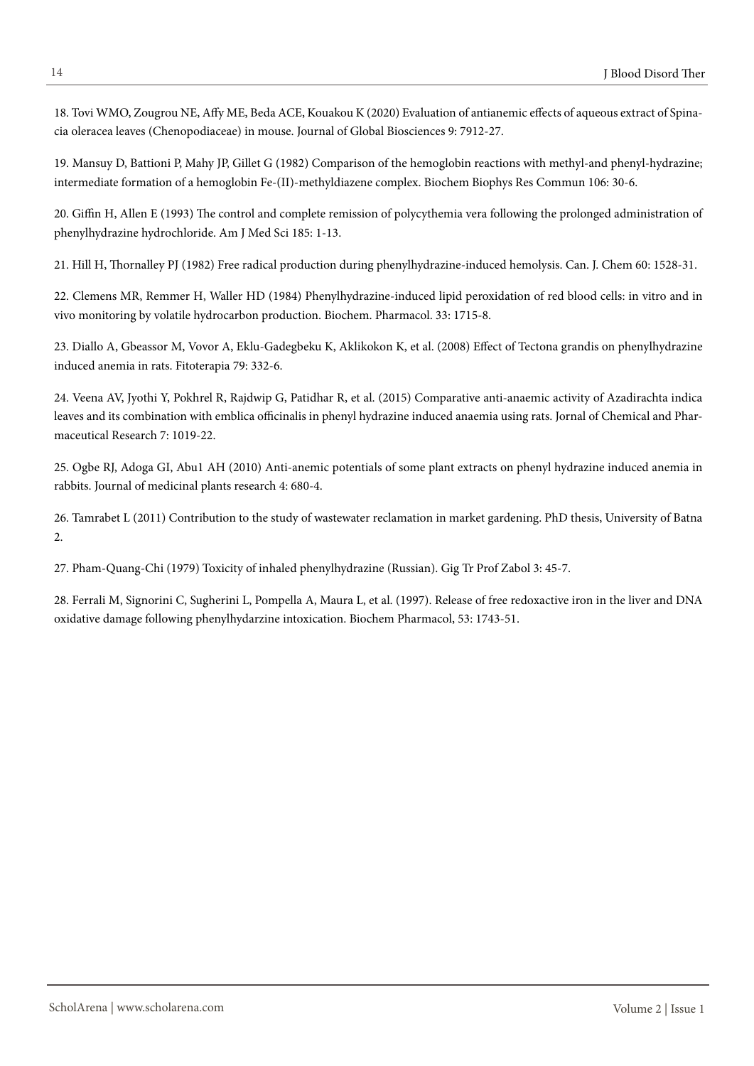18. Tovi WMO, Zougrou NE, Affy ME, Beda ACE, Kouakou K (2020) Evaluation of antianemic effects of aqueous extract of Spinacia oleracea leaves (Chenopodiaceae) in mouse. Journal of Global Biosciences 9: 7912-27.

19. Mansuy D, Battioni P, Mahy JP, Gillet G (1982) Comparison of the hemoglobin reactions with methyl-and phenyl-hydrazine; intermediate formation of a hemoglobin Fe-(II)-methyldiazene complex. Biochem Biophys Res Commun 106: 30-6.

20. Giffin H, Allen E (1993) The control and complete remission of polycythemia vera following the prolonged administration of phenylhydrazine hydrochloride. Am J Med Sci 185: 1-13.

21. Hill H, Thornalley PJ (1982) Free radical production during phenylhydrazine-induced hemolysis. Can. J. Chem 60: 1528-31.

22. Clemens MR, Remmer H, Waller HD (1984) Phenylhydrazine-induced lipid peroxidation of red blood cells: in vitro and in vivo monitoring by volatile hydrocarbon production. Biochem. Pharmacol. 33: 1715-8.

23. Diallo A, Gbeassor M, Vovor A, Eklu-Gadegbeku K, Aklikokon K, et al. (2008) Effect of Tectona grandis on phenylhydrazine induced anemia in rats. Fitoterapia 79: 332-6.

24. Veena AV, Jyothi Y, Pokhrel R, Rajdwip G, Patidhar R, et al. (2015) Comparative anti-anaemic activity of Azadirachta indica leaves and its combination with emblica officinalis in phenyl hydrazine induced anaemia using rats. Jornal of Chemical and Pharmaceutical Research 7: 1019-22.

25. Ogbe RJ, Adoga GI, Abu1 AH (2010) Anti-anemic potentials of some plant extracts on phenyl hydrazine induced anemia in rabbits. Journal of medicinal plants research 4: 680-4.

26. Tamrabet L (2011) Contribution to the study of wastewater reclamation in market gardening. PhD thesis, University of Batna 2.

27. Pham-Quang-Chi (1979) Toxicity of inhaled phenylhydrazine (Russian). Gig Tr Prof Zabol 3: 45-7.

28. Ferrali M, Signorini C, Sugherini L, Pompella A, Maura L, et al. (1997). Release of free redoxactive iron in the liver and DNA oxidative damage following phenylhydarzine intoxication. Biochem Pharmacol, 53: 1743-51.